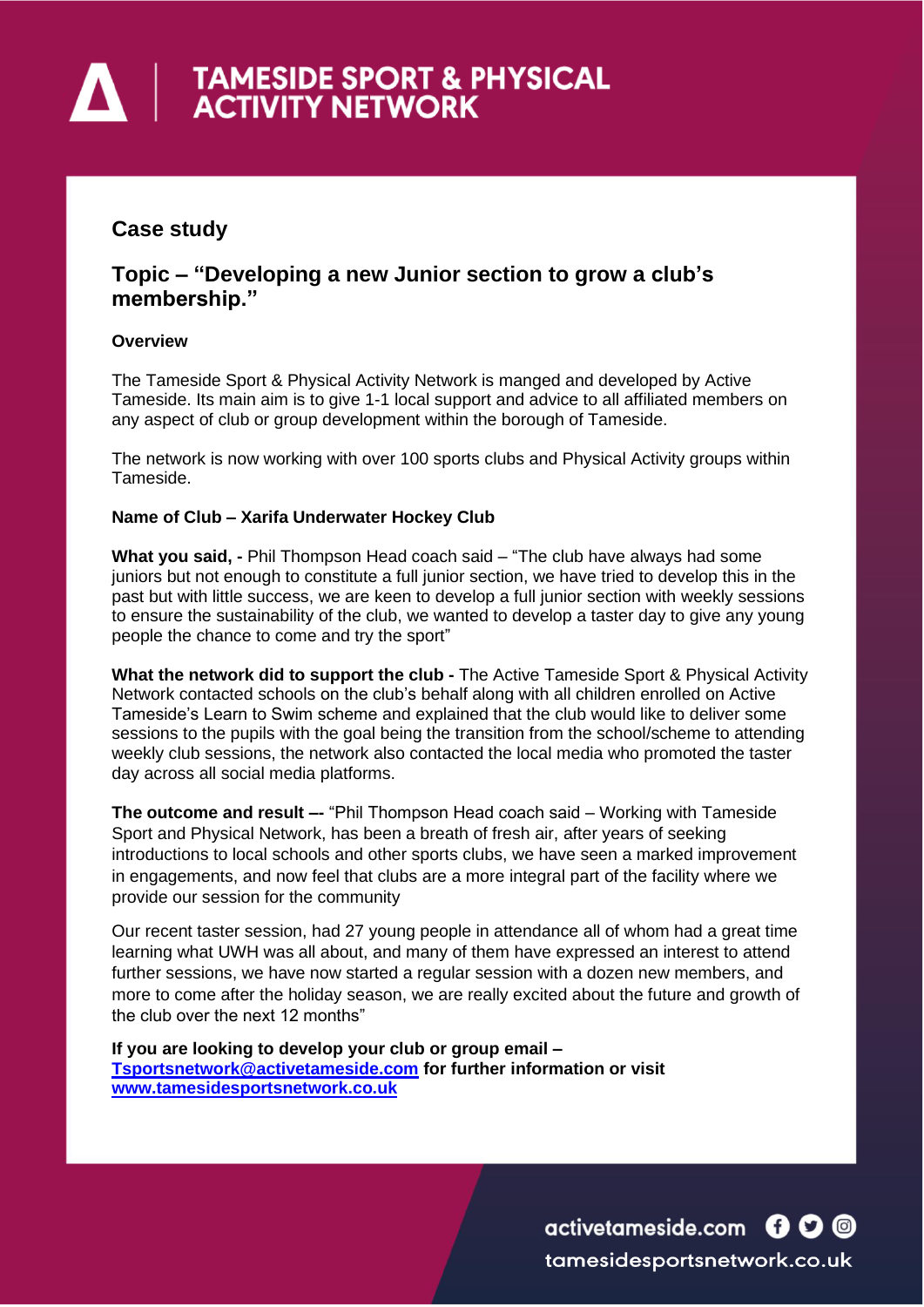# TAMESIDE SPORT & PHYSICAL ACTIVITY NETWORK

## Case study

## Topic – "Developing a new Junior section to grow a club's membership."

**Overview**

The Tameside Sport & Physical Activity Network is manged and developed by Active Tameside. Its main aim is to give 1-1 local support and advice to all affiliated members on any aspect of club or group development within the borough of Tameside.

The network is now working with over 100 sports clubs and Physical Activity groups within Tameside.

**Name of Club – Xarifa Underwater Hockey Club**

**What you said, -** Phil Thompson Head coach said – "The club have always had some juniors but not enough to constitute a full junior section, we have tried to develop this in the past but with little success, we are keen to develop a full junior section with weekly sessions to ensure the sustainability of the club, we wanted to develop a taster day to give any young people the chance to come and try the sport"

**What the network did to support the club -** The Active Tameside Sport & Physical Activity Network contacted schools on the club's behalf along with all children enrolled on Active Tameside's Learn to Swim scheme and explained that the club would like to deliver some sessions to the pupils with the goal being the transition from the school/scheme to attending weekly club sessions, the network also contacted the local media who promoted the taster day across all social media platforms.

**The outcome and result –-** "Phil Thompson Head coach said – Working with Tameside Sport and Physical Network, has been a breath of fresh air, after years of seeking introductions to local schools and other sports clubs, we have seen a marked improvement in engagements, and now feel that clubs are a more integral part of the facility where we provide our session for the community

Our recent taster session, had 27 young people in attendance all of whom had a great time learning what UWH was all about, and many of them have expressed an interest to attend further sessions, we have now started a regular session with a dozen new members, and more to come after the holiday season, we are really excited about the future and growth of the club over the next 12 months"

**If you are looking to develop your club or group email – [Tsportsnetwork@activetameside.com](mailto:Tsportsnetwork@activetameside.com) for further information or visit [www.tamesidesportsnetwork.co.uk](http://www.tamesidesportsnetwork.co.uk)**

activetameside.com

tamesidesportsnetwork.co.uk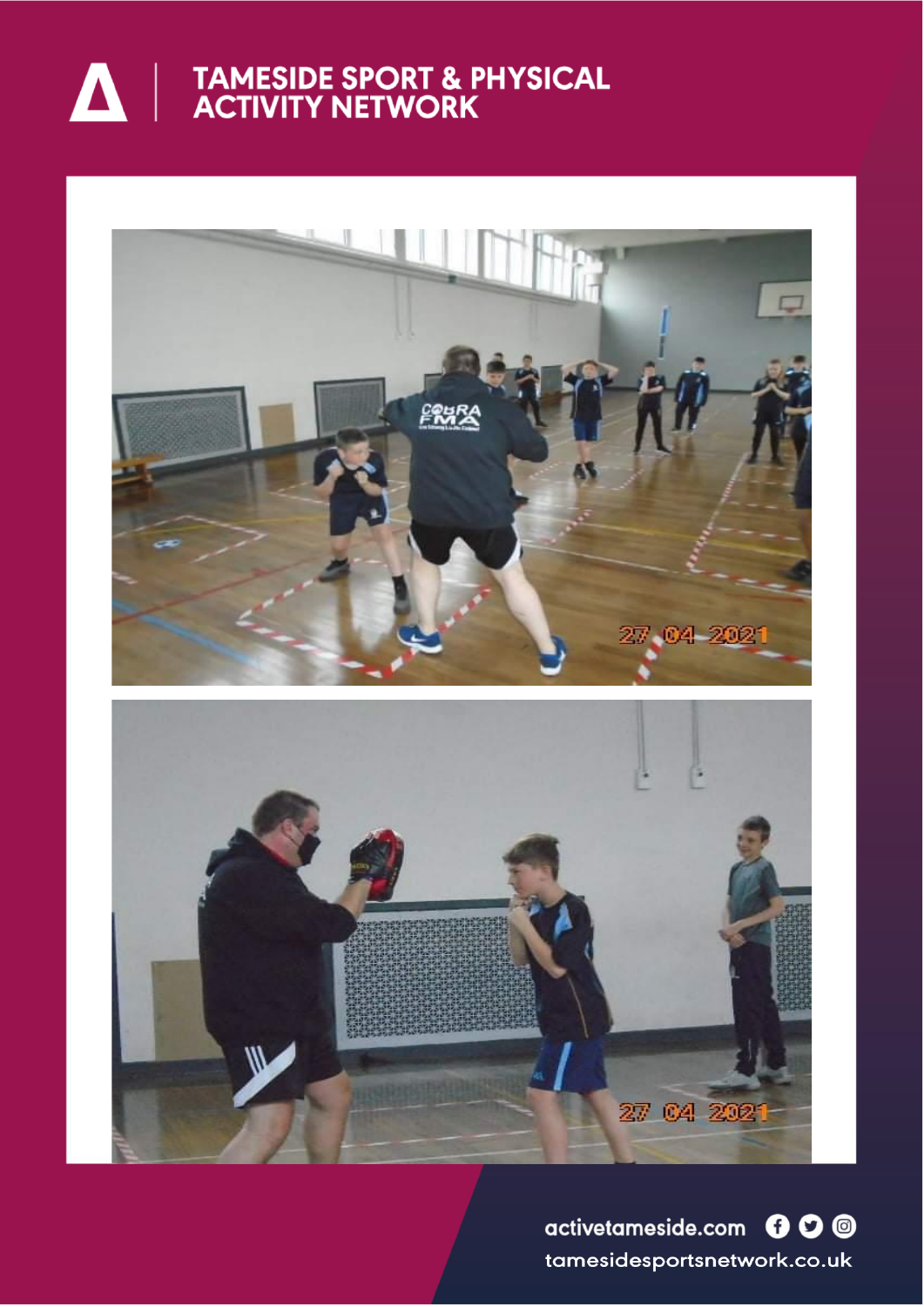# TAMESIDE SPORT & PHYSICAL ACTIVITY NETWORK

activetameside.com

tamesidesportsnetwork.co.uk